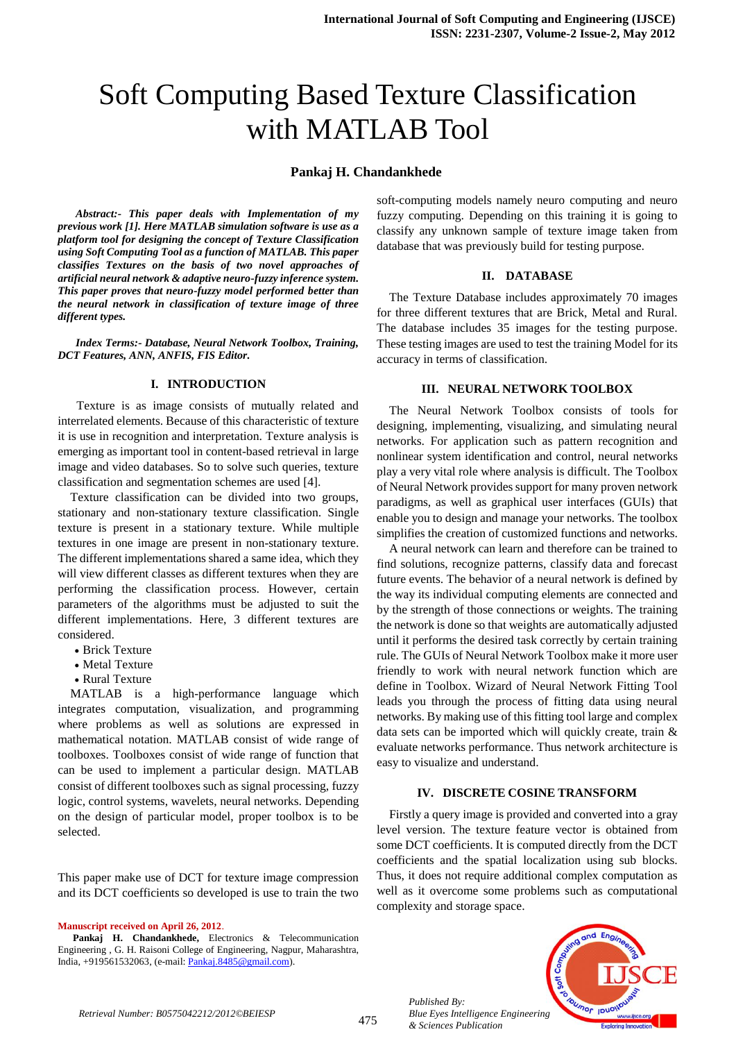# Soft Computing Based Texture Classification with MATLAB Tool

**Pankaj H. Chandankhede**

***Abstract:- This paper deals with Implementation of my previous work [1]. Here MATLAB simulation software is use as a platform tool for designing the concept of Texture Classification using Soft Computing Tool as a function of MATLAB. This paper classifies Textures on the basis of two novel approaches of artificial neural network & adaptive neuro-fuzzy inference system. This paper proves that neuro-fuzzy model performed better than the neural network in classification of texture image of three different types.***

***Index Terms:- Database, Neural Network Toolbox, Training, DCT Features, ANN, ANFIS, FIS Editor.***

## I. INTRODUCTION

Texture is as image consists of mutually related and interrelated elements. Because of this characteristic of texture it is use in recognition and interpretation. Texture analysis is emerging as important tool in content-based retrieval in large image and video databases. So to solve such queries, texture classification and segmentation schemes are used [4].

Texture classification can be divided into two groups, stationary and non-stationary texture classification. Single texture is present in a stationary texture. While multiple textures in one image are present in non-stationary texture. The different implementations shared a same idea, which they will view different classes as different textures when they are performing the classification process. However, certain parameters of the algorithms must be adjusted to suit the different implementations. Here, 3 different textures are considered.

- Brick Texture
- Metal Texture
- Rural Texture

MATLAB is a high-performance language which integrates computation, visualization, and programming where problems as well as solutions are expressed in mathematical notation. MATLAB consist of wide range of toolboxes. Toolboxes consist of wide range of function that can be used to implement a particular design. MATLAB consist of different toolboxes such as signal processing, fuzzy logic, control systems, wavelets, neural networks. Depending on the design of particular model, proper toolbox is to be selected.

This paper make use of DCT for texture image compression and its DCT coefficients so developed is use to train the two soft-computing models namely neuro computing and neuro fuzzy computing. Depending on this training it is going to classify any unknown sample of texture image taken from database that was previously build for testing purpose.

## II. DATABASE

The Texture Database includes approximately 70 images for three different textures that are Brick, Metal and Rural. The database includes 35 images for the testing purpose. These testing images are used to test the training Model for its accuracy in terms of classification.

## III. NEURAL NETWORK TOOLBOX

The Neural Network Toolbox consists of tools for designing, implementing, visualizing, and simulating neural networks. For application such as pattern recognition and nonlinear system identification and control, neural networks play a very vital role where analysis is difficult. The Toolbox of Neural Network provides support for many proven network paradigms, as well as graphical user interfaces (GUIs) that enable you to design and manage your networks. The toolbox simplifies the creation of customized functions and networks.

A neural network can learn and therefore can be trained to find solutions, recognize patterns, classify data and forecast future events. The behavior of a neural network is defined by the way its individual computing elements are connected and by the strength of those connections or weights. The training the network is done so that weights are automatically adjusted until it performs the desired task correctly by certain training rule. The GUIs of Neural Network Toolbox make it more user friendly to work with neural network function which are define in Toolbox. Wizard of Neural Network Fitting Tool leads you through the process of fitting data using neural networks. By making use of this fitting tool large and complex data sets can be imported which will quickly create, train & evaluate networks performance. Thus network architecture is easy to visualize and understand.

## IV. DISCRETE COSINE TRANSFORM

Firstly a query image is provided and converted into a gray level version. The texture feature vector is obtained from some DCT coefficients. It is computed directly from the DCT coefficients and the spatial localization using sub blocks. Thus, it does not require additional complex computation as well as it overcome some problems such as computational complexity and storage space.

**Manuscript received on April 26, 2012**.

**Pankaj H. Chandankhede,** Electronics & Telecommunication Engineering , G. H. Raisoni College of Engineering, Nagpur, Maharashtra, India, +919561532063, (e-mail: Pankaj.8485@gmail.com).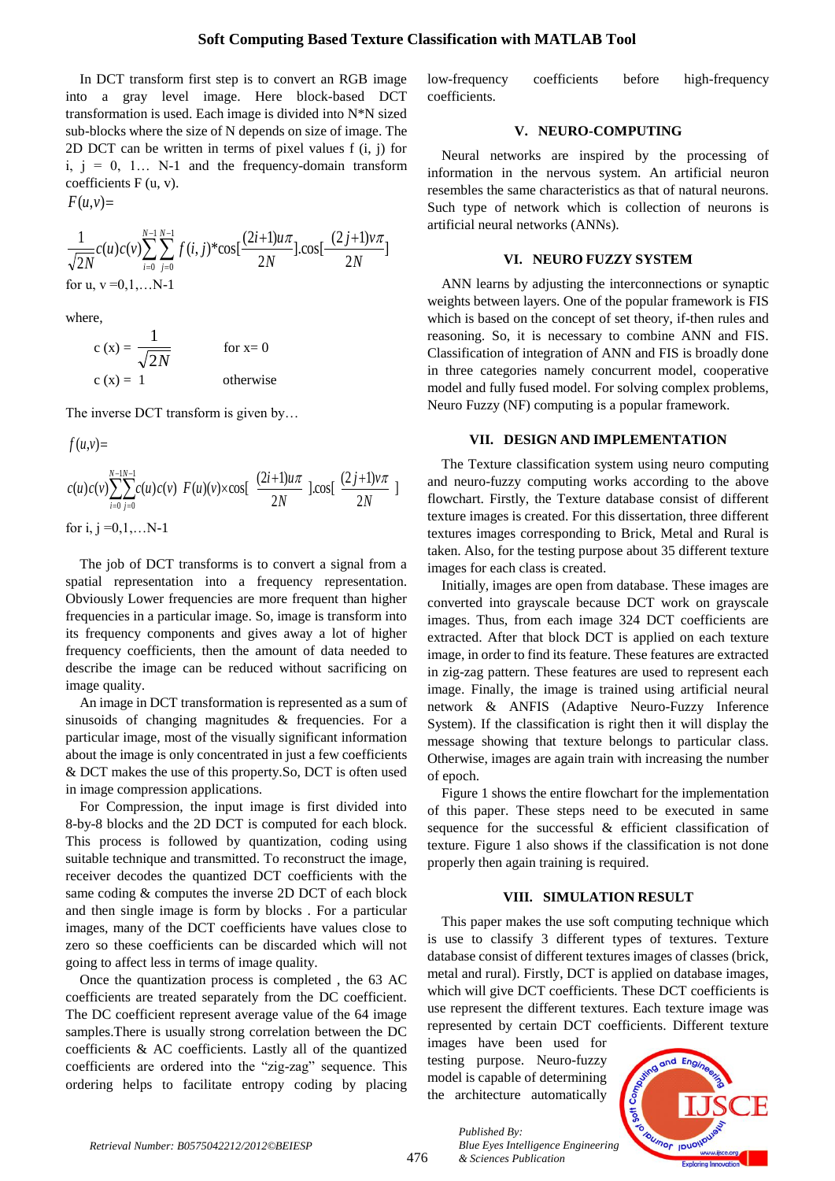In DCT transform first step is to convert an RGB image into a gray level image. Here block-based DCT transformation is used. Each image is divided into N*N sized sub-blocks where the size of N depends on size of image. The 2D DCT can be written in terms of pixel values f (i, j) for i, j = 0, 1… N-1 and the frequency-domain transform coefficients F (u, v).

$$F(u,v)= \frac{1}{\sqrt{2N}}c(u)c(v)\sum_{i=0}^{N-1}\sum_{j=0}^{N-1} f(i,j)*\cos[\frac{(2i+1)u\pi}{2N}].\cos[\frac{(2j+1)v\pi}{2N}]$$

for u, v =0,1,…N-1

where,

$$c(x) = \frac{1}{\sqrt{2N}} \qquad \text{for } x=0$$

$$c(x) = 1 \qquad \text{otherwise}$$

The inverse DCT transform is given by…

$$f(u,v)= c(u)c(v)\sum_{i=0}^{N-1}\sum_{j=0}^{N-1} c(u)c(v)\ F(u)(v)\times\cos[\ \frac{(2i+1)u\pi}{2N}\ ].\cos[\ \frac{(2j+1)v\pi}{2N}\ ]$$

for i, j =0,1,…N-1

The job of DCT transforms is to convert a signal from a spatial representation into a frequency representation. Obviously Lower frequencies are more frequent than higher frequencies in a particular image. So, image is transform into its frequency components and gives away a lot of higher frequency coefficients, then the amount of data needed to describe the image can be reduced without sacrificing on image quality.

An image in DCT transformation is represented as a sum of sinusoids of changing magnitudes & frequencies. For a particular image, most of the visually significant information about the image is only concentrated in just a few coefficients & DCT makes the use of this property.So, DCT is often used in image compression applications.

For Compression, the input image is first divided into 8-by-8 blocks and the 2D DCT is computed for each block. This process is followed by quantization, coding using suitable technique and transmitted. To reconstruct the image, receiver decodes the quantized DCT coefficients with the same coding & computes the inverse 2D DCT of each block and then single image is form by blocks . For a particular images, many of the DCT coefficients have values close to zero so these coefficients can be discarded which will not going to affect less in terms of image quality.

Once the quantization process is completed , the 63 AC coefficients are treated separately from the DC coefficient. The DC coefficient represent average value of the 64 image samples.There is usually strong correlation between the DC coefficients & AC coefficients. Lastly all of the quantized coefficients are ordered into the "zig-zag" sequence. This ordering helps to facilitate entropy coding by placing low-frequency coefficients before high-frequency coefficients.

## V. NEURO-COMPUTING

Neural networks are inspired by the processing of information in the nervous system. An artificial neuron resembles the same characteristics as that of natural neurons. Such type of network which is collection of neurons is artificial neural networks (ANNs).

## VI. NEURO FUZZY SYSTEM

ANN learns by adjusting the interconnections or synaptic weights between layers. One of the popular framework is FIS which is based on the concept of set theory, if-then rules and reasoning. So, it is necessary to combine ANN and FIS. Classification of integration of ANN and FIS is broadly done in three categories namely concurrent model, cooperative model and fully fused model. For solving complex problems, Neuro Fuzzy (NF) computing is a popular framework.

## VII. DESIGN AND IMPLEMENTATION

The Texture classification system using neuro computing and neuro-fuzzy computing works according to the above flowchart. Firstly, the Texture database consist of different texture images is created. For this dissertation, three different textures images corresponding to Brick, Metal and Rural is taken. Also, for the testing purpose about 35 different texture images for each class is created.

Initially, images are open from database. These images are converted into grayscale because DCT work on grayscale images. Thus, from each image 324 DCT coefficients are extracted. After that block DCT is applied on each texture image, in order to find its feature. These features are extracted in zig-zag pattern. These features are used to represent each image. Finally, the image is trained using artificial neural network & ANFIS (Adaptive Neuro-Fuzzy Inference System). If the classification is right then it will display the message showing that texture belongs to particular class. Otherwise, images are again train with increasing the number of epoch.

Figure 1 shows the entire flowchart for the implementation of this paper. These steps need to be executed in same sequence for the successful & efficient classification of texture. Figure 1 also shows if the classification is not done properly then again training is required.

## VIII. SIMULATION RESULT

This paper makes the use soft computing technique which is use to classify 3 different types of textures. Texture database consist of different textures images of classes (brick, metal and rural). Firstly, DCT is applied on database images, which will give DCT coefficients. These DCT coefficients is use represent the different textures. Each texture image was represented by certain DCT coefficients. Different texture images have been used for testing purpose. Neuro-fuzzy model is capable of determining the architecture automatically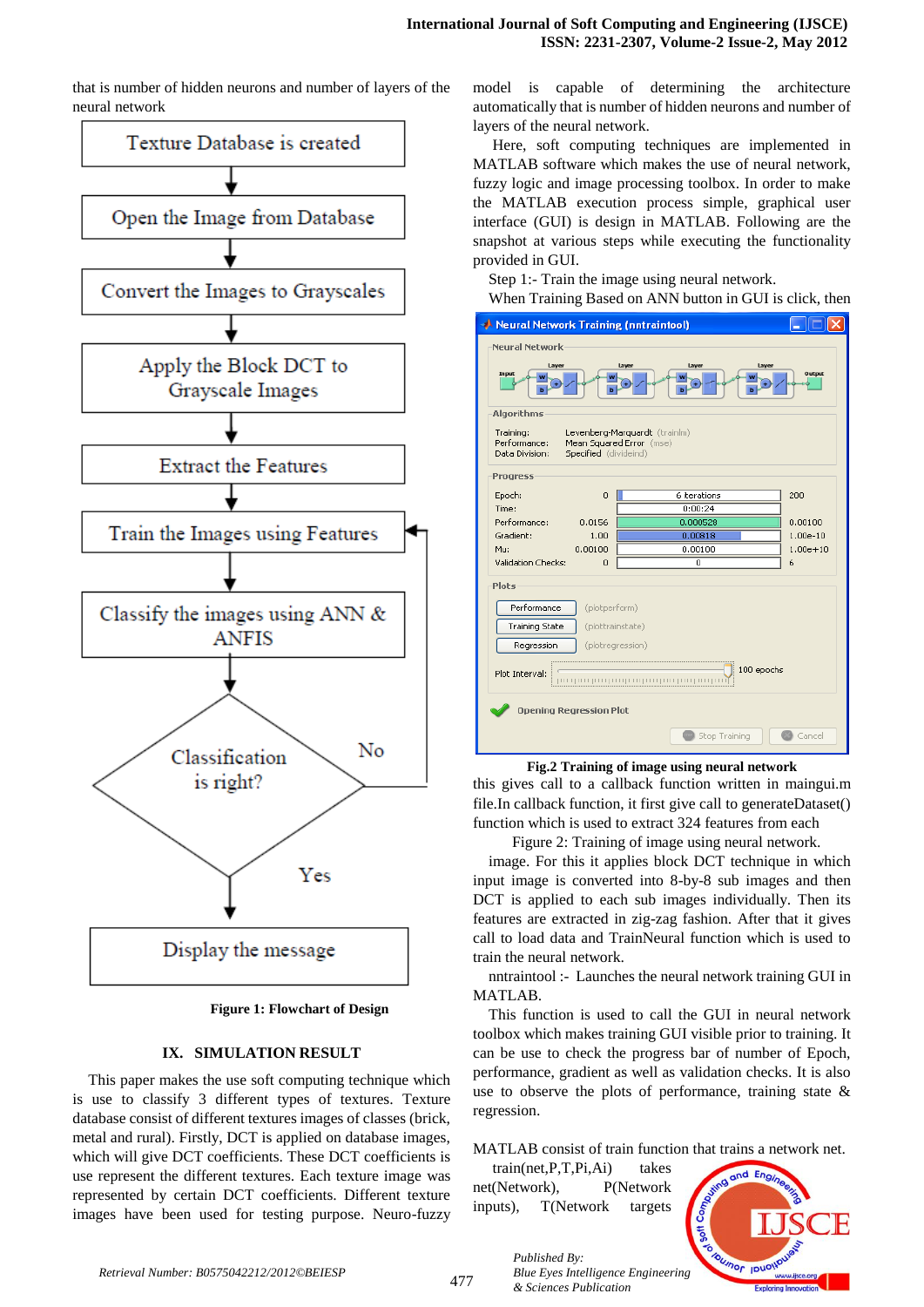that is number of hidden neurons and number of layers of the neural network

Figure 1: Flowchart of Design

## IX. SIMULATION RESULT

This paper makes the use soft computing technique which is use to classify 3 different types of textures. Texture database consist of different textures images of classes (brick, metal and rural). Firstly, DCT is applied on database images, which will give DCT coefficients. These DCT coefficients is use represent the different textures. Each texture image was represented by certain DCT coefficients. Different texture images have been used for testing purpose. Neuro-fuzzy model is capable of determining the architecture automatically that is number of hidden neurons and number of layers of the neural network.

Here, soft computing techniques are implemented in MATLAB software which makes the use of neural network, fuzzy logic and image processing toolbox. In order to make the MATLAB execution process simple, graphical user interface (GUI) is design in MATLAB. Following are the snapshot at various steps while executing the functionality provided in GUI.

Step 1:- Train the image using neural network.

When Training Based on ANN button in GUI is click, then

Fig.2 Training of image using neural network

this gives call to a callback function written in maingui.m file.In callback function, it first give call to generateDataset() function which is used to extract 324 features from each

Figure 2: Training of image using neural network.

image. For this it applies block DCT technique in which input image is converted into 8-by-8 sub images and then DCT is applied to each sub images individually. Then its features are extracted in zig-zag fashion. After that it gives call to load data and TrainNeural function which is used to train the neural network.

nntraintool :- Launches the neural network training GUI in MATLAB.

This function is used to call the GUI in neural network toolbox which makes training GUI visible prior to training. It can be use to check the progress bar of number of Epoch, performance, gradient as well as validation checks. It is also use to observe the plots of performance, training state & regression.

MATLAB consist of train function that trains a network net. train(net,P,T,Pi,Ai) takes net(Network), P(Network inputs), T(Network targets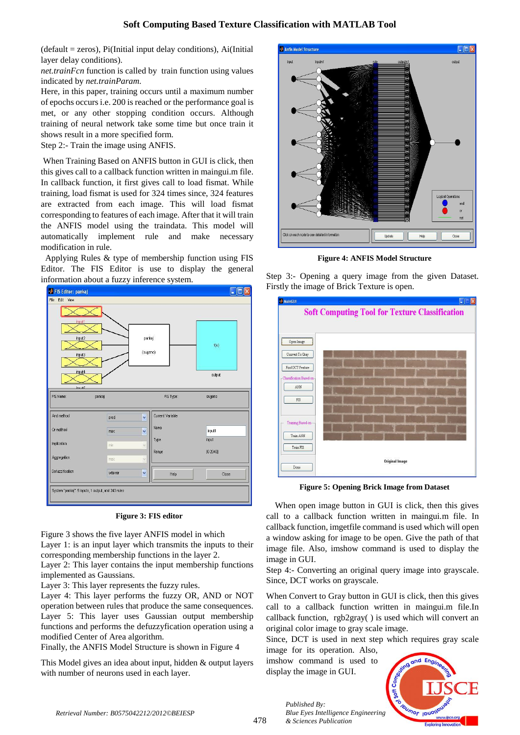(default = zeros), Pi(Initial input delay conditions), Ai(Initial layer delay conditions).

*net.trainFcn* function is called by train function using values indicated by *net.trainParam.*

Here, in this paper, training occurs until a maximum number of epochs occurs i.e. 200 is reached or the performance goal is met, or any other stopping condition occurs. Although training of neural network take some time but once train it shows result in a more specified form.

Step 2:- Train the image using ANFIS.

When Training Based on ANFIS button in GUI is click, then this gives call to a callback function written in maingui.m file. In callback function, it first gives call to load fismat. While training, load fismat is used for 324 times since, 324 features are extracted from each image. This will load fismat corresponding to features of each image. After that it will train the ANFIS model using the traindata. This model will automatically implement rule and make necessary modification in rule.

Applying Rules & type of membership function using FIS Editor. The FIS Editor is use to display the general information about a fuzzy inference system.

**Figure 3: FIS editor**

Figure 3 shows the five layer ANFIS model in which

Layer 1: is an input layer which transmits the inputs to their corresponding membership functions in the layer 2.

Layer 2: This layer contains the input membership functions implemented as Gaussians.

Layer 3: This layer represents the fuzzy rules.

Layer 4: This layer performs the fuzzy OR, AND or NOT operation between rules that produce the same consequences.

Layer 5: This layer uses Gaussian output membership functions and performs the defuzzyfication operation using a modified Center of Area algorithm.

Finally, the ANFIS Model Structure is shown in Figure 4

This Model gives an idea about input, hidden & output layers with number of neurons used in each layer.

**Figure 4: ANFIS Model Structure**

Step 3:- Opening a query image from the given Dataset. Firstly the image of Brick Texture is open.

**Figure 5: Opening Brick Image from Dataset**

When open image button in GUI is click, then this gives call to a callback function written in maingui.m file. In callback function, imgetfile command is used which will open a window asking for image to be open. Give the path of that image file. Also, imshow command is used to display the image in GUI.

Step 4:- Converting an original query image into grayscale. Since, DCT works on grayscale.

When Convert to Gray button in GUI is click, then this gives call to a callback function written in maingui.m file.In callback function, rgb2gray( ) is used which will convert an original color image to gray scale image.

Since, DCT is used in next step which requires gray scale image for its operation. Also, imshow command is used to display the image in GUI.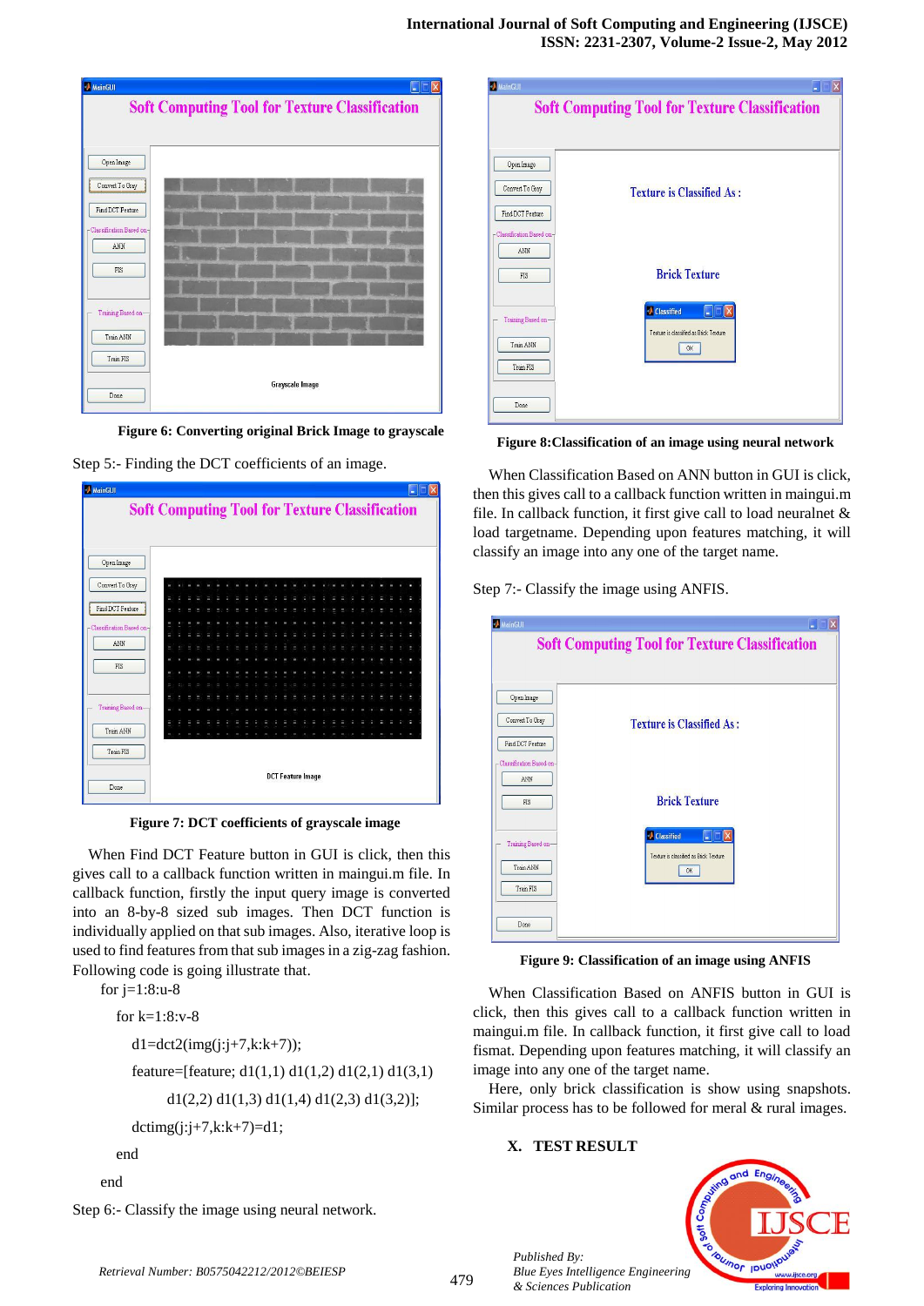Figure 6: Converting original Brick Image to grayscale

Step 5:- Finding the DCT coefficients of an image.

Figure 7: DCT coefficients of grayscale image

When Find DCT Feature button in GUI is click, then this gives call to a callback function written in maingui.m file. In callback function, firstly the input query image is converted into an 8-by-8 sized sub images. Then DCT function is individually applied on that sub images. Also, iterative loop is used to find features from that sub images in a zig-zag fashion. Following code is going illustrate that.

```
for j=1:8:u-8
  for k=1:8:v-8
    d1=dct2(img(j:j+7,k:k+7));
    feature=[feature; d1(1,1) d1(1,2) d1(2,1) d1(3,1)
        d1(2,2) d1(1,3) d1(1,4) d1(2,3) d1(3,2)];
    dctimg(j:j+7,k:k+7)=d1;
  end
end
```

Step 6:- Classify the image using neural network.

Figure 8:Classification of an image using neural network

When Classification Based on ANN button in GUI is click, then this gives call to a callback function written in maingui.m file. In callback function, it first give call to load neuralnet & load targetname. Depending upon features matching, it will classify an image into any one of the target name.

Step 7:- Classify the image using ANFIS.

Figure 9: Classification of an image using ANFIS

When Classification Based on ANFIS button in GUI is click, then this gives call to a callback function written in maingui.m file. In callback function, it first give call to load fismat. Depending upon features matching, it will classify an image into any one of the target name.

Here, only brick classification is show using snapshots. Similar process has to be followed for meral & rural images.

## X. TEST RESULT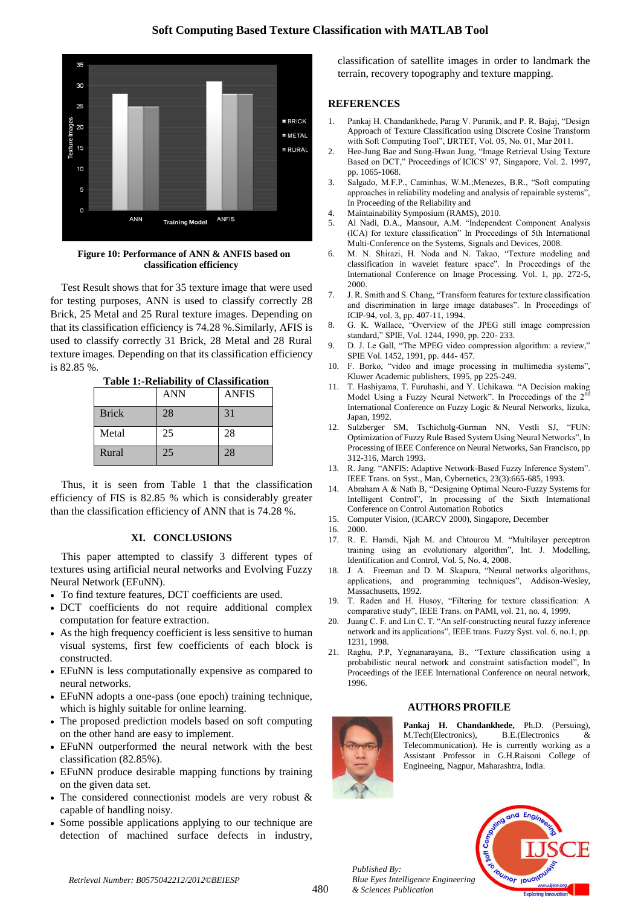35
30
25
20
15
10
5
0
Texture images
ANN
Training Model
ANFIS
BRICK
METAL
RURAL

**Figure 10: Performance of ANN & ANFIS based on classification efficiency**

Test Result shows that for 35 texture image that were used for testing purposes, ANN is used to classify correctly 28 Brick, 25 Metal and 25 Rural texture images. Depending on that its classification efficiency is 74.28 %.Similarly, AFIS is used to classify correctly 31 Brick, 28 Metal and 28 Rural texture images. Depending on that its classification efficiency is 82.85 %.

**Table 1:-Reliability of Classification**

| | ANN | ANFIS |
|---|---|---|
| Brick | 28 | 31 |
| Metal | 25 | 28 |
| Rural | 25 | 28 |

Thus, it is seen from Table 1 that the classification efficiency of FIS is 82.85 % which is considerably greater than the classification efficiency of ANN that is 74.28 %.

## XI. CONCLUSIONS

This paper attempted to classify 3 different types of textures using artificial neural networks and Evolving Fuzzy Neural Network (EFuNN).

- To find texture features, DCT coefficients are used.
- DCT coefficients do not require additional complex computation for feature extraction.
- As the high frequency coefficient is less sensitive to human visual systems, first few coefficients of each block is constructed.
- EFuNN is less computationally expensive as compared to neural networks.
- EFuNN adopts a one-pass (one epoch) training technique, which is highly suitable for online learning.
- The proposed prediction models based on soft computing on the other hand are easy to implement.
- EFuNN outperformed the neural network with the best classification (82.85%).
- EFuNN produce desirable mapping functions by training on the given data set.
- The considered connectionist models are very robust & capable of handling noisy.
- Some possible applications applying to our technique are detection of machined surface defects in industry, classification of satellite images in order to landmark the terrain, recovery topography and texture mapping.

## REFERENCES

1. Pankaj H. Chandankhede, Parag V. Puranik, and P. R. Bajaj, "Design Approach of Texture Classification using Discrete Cosine Transform with Soft Computing Tool", IJRTET, Vol. 05, No. 01, Mar 2011.
2. Hee-Jung Bae and Sung-Hwan Jung, "Image Retrieval Using Texture Based on DCT," Proceedings of ICICS' 97, Singapore, Vol. 2. 1997, pp. 1065-1068.
3. Salgado, M.F.P., Caminhas, W.M.;Menezes, B.R., "Soft computing approaches in reliability modeling and analysis of repairable systems", In Proceeding of the Reliability and
4. Maintainability Symposium (RAMS), 2010.
5. Al Nadi, D.A., Mansour, A.M. "Independent Component Analysis (ICA) for texture classification" In Proceedings of 5th International Multi-Conference on the Systems, Signals and Devices, 2008.
6. M. N. Shirazi, H. Noda and N. Takao, "Texture modeling and classification in wavelet feature space". In Proceedings of the International Conference on Image Processing. Vol. 1, pp. 272-5, 2000.
7. J. R. Smith and S. Chang, "Transform features for texture classification and discrimination in large image databases". In Proceedings of ICIP-94, vol. 3, pp. 407-11, 1994.
8. G. K. Wallace, "Overview of the JPEG still image compression standard," SPIE, Vol. 1244, 1990, pp. 220- 233.
9. D. J. Le Gall, "The MPEG video compression algorithm: a review," SPIE Vol. 1452, 1991, pp. 444- 457.
10. F. Borko, "video and image processing in multimedia systems", Kluwer Academic publishers, 1995, pp 225-249.
11. T. Hashiyama, T. Furuhashi, and Y. Uchikawa. "A Decision making Model Using a Fuzzy Neural Network". In Proceedings of the 2nd International Conference on Fuzzy Logic & Neural Networks, Iizuka, Japan, 1992.
12. Sulzberger SM, Tschichold-Gurman NN, Vestli SJ, "FUN: Optimization of Fuzzy Rule Based System Using Neural Networks", In Processing of IEEE Conference on Neural Networks, San Francisco, pp 312-316, March 1993.
13. R. Jang. "ANFIS: Adaptive Network-Based Fuzzy Inference System". IEEE Trans. on Syst., Man, Cybernetics, 23(3):665-685, 1993.
14. Abraham A & Nath B, "Designing Optimal Neuro-Fuzzy Systems for Intelligent Control", In processing of the Sixth International Conference on Control Automation Robotics
15. Computer Vision, (ICARCV 2000), Singapore, December
16. 2000.
17. R. E. Hamdi, Njah M. and Chtourou M. "Multilayer perceptron training using an evolutionary algorithm", Int. J. Modelling, Identification and Control, Vol. 5, No. 4, 2008.
18. J. A. Freeman and D. M. Skapura, "Neural networks algorithms, applications, and programming techniques", Addison-Wesley, Massachusetts, 1992.
19. T. Raden and H. Husoy, "Filtering for texture classification: A comparative study", IEEE Trans. on PAMI, vol. 21, no. 4, 1999.
20. Juang C. F. and Lin C. T. "An self-constructing neural fuzzy inference network and its applications", IEEE trans. Fuzzy Syst. vol. 6, no.1, pp. 1231, 1998.
21. Raghu, P.P, Yegnanarayana, B., "Texture classification using a probabilistic neural network and constraint satisfaction model", In Proceedings of the IEEE International Conference on neural network, 1996.

## AUTHORS PROFILE

**Pankaj H. Chandankhede,** Ph.D. (Persuing), M.Tech(Electronics), B.E.(Electronics & Telecommunication). He is currently working as a Assistant Professor in G.H.Raisoni College of Engineeing, Nagpur, Maharashtra, India.